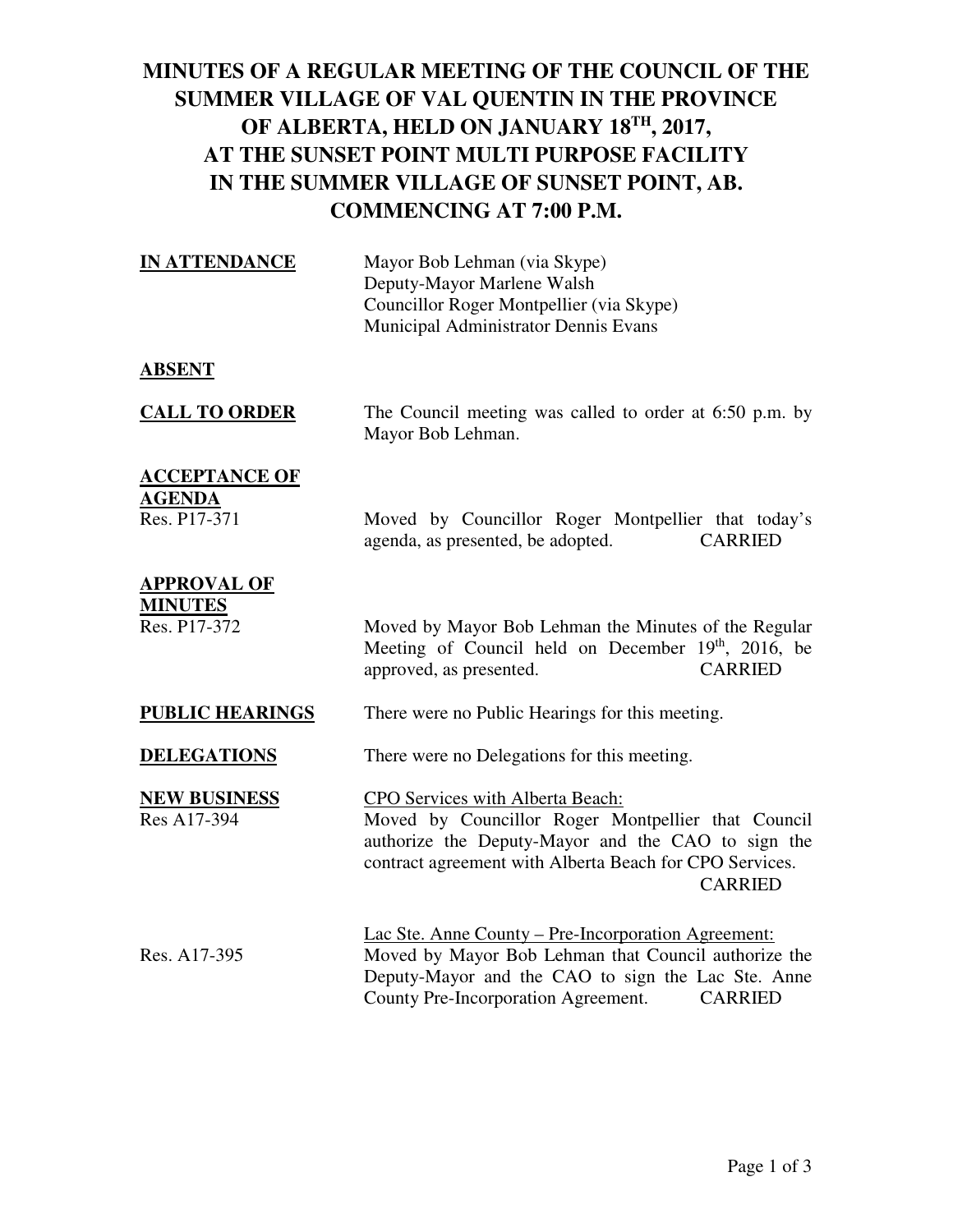# MINUTES OF A REGULAR MEETING OF THE COUNCIL OF THE SUMMER VILLAGE OF VAL QUENTIN IN THE PROVINCE OF ALBERTA, HELD ON JANUARY 18TH, 2017, AT THE SUNSET POINT MULTI PURPOSE FACILITY IN THE SUMMER VILLAGE OF SUNSET POINT, AB. COMMENCING AT 7:00 P.M.

**IN ATTENDANCE**

Mayor Bob Lehman (via Skype)
Deputy-Mayor Marlene Walsh
Councillor Roger Montpellier (via Skype)
Municipal Administrator Dennis Evans

**ABSENT**

**CALL TO ORDER**

The Council meeting was called to order at 6:50 p.m. by Mayor Bob Lehman.

**ACCEPTANCE OF AGENDA**

Res. P17-371

Moved by Councillor Roger Montpellier that today's agenda, as presented, be adopted. CARRIED

**APPROVAL OF MINUTES**

Res. P17-372

Moved by Mayor Bob Lehman the Minutes of the Regular Meeting of Council held on December 19th, 2016, be approved, as presented. CARRIED

**PUBLIC HEARINGS**

There were no Public Hearings for this meeting.

**DELEGATIONS**

There were no Delegations for this meeting.

**NEW BUSINESS**

CPO Services with Alberta Beach:

Res A17-394

Moved by Councillor Roger Montpellier that Council authorize the Deputy-Mayor and the CAO to sign the contract agreement with Alberta Beach for CPO Services. CARRIED

Lac Ste. Anne County – Pre-Incorporation Agreement:

Res. A17-395

Moved by Mayor Bob Lehman that Council authorize the Deputy-Mayor and the CAO to sign the Lac Ste. Anne County Pre-Incorporation Agreement. CARRIED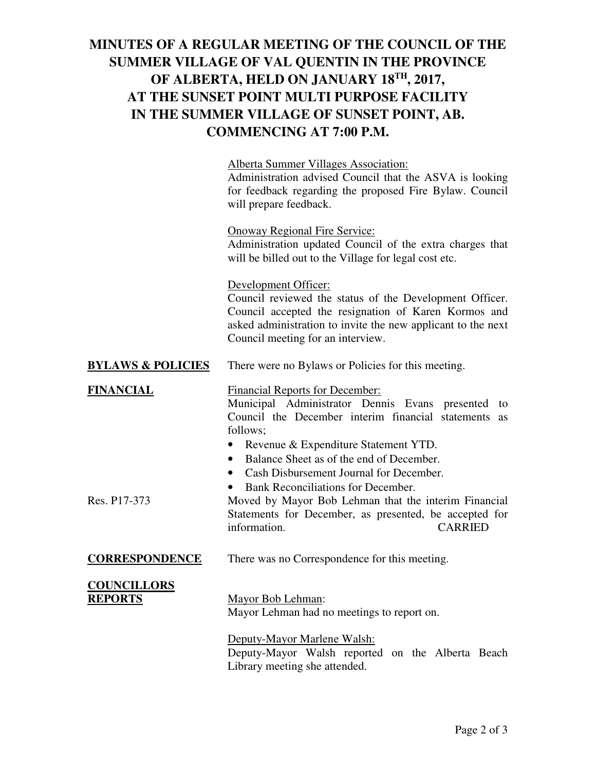# MINUTES OF A REGULAR MEETING OF THE COUNCIL OF THE SUMMER VILLAGE OF VAL QUENTIN IN THE PROVINCE OF ALBERTA, HELD ON JANUARY 18TH, 2017, AT THE SUNSET POINT MULTI PURPOSE FACILITY IN THE SUMMER VILLAGE OF SUNSET POINT, AB. COMMENCING AT 7:00 P.M.

Alberta Summer Villages Association:
Administration advised Council that the ASVA is looking for feedback regarding the proposed Fire Bylaw. Council will prepare feedback.

Onoway Regional Fire Service:
Administration updated Council of the extra charges that will be billed out to the Village for legal cost etc.

Development Officer:
Council reviewed the status of the Development Officer. Council accepted the resignation of Karen Kormos and asked administration to invite the new applicant to the next Council meeting for an interview.

**BYLAWS & POLICIES**

There were no Bylaws or Policies for this meeting.

**FINANCIAL**

Financial Reports for December:
Municipal Administrator Dennis Evans presented to Council the December interim financial statements as follows;

- Revenue & Expenditure Statement YTD.
- Balance Sheet as of the end of December.
- Cash Disbursement Journal for December.
- Bank Reconciliations for December.

Res. P17-373

Moved by Mayor Bob Lehman that the interim Financial Statements for December, as presented, be accepted for information. CARRIED

**CORRESPONDENCE**

There was no Correspondence for this meeting.

**COUNCILLORS REPORTS**

Mayor Bob Lehman:
Mayor Lehman had no meetings to report on.

Deputy-Mayor Marlene Walsh:
Deputy-Mayor Walsh reported on the Alberta Beach Library meeting she attended.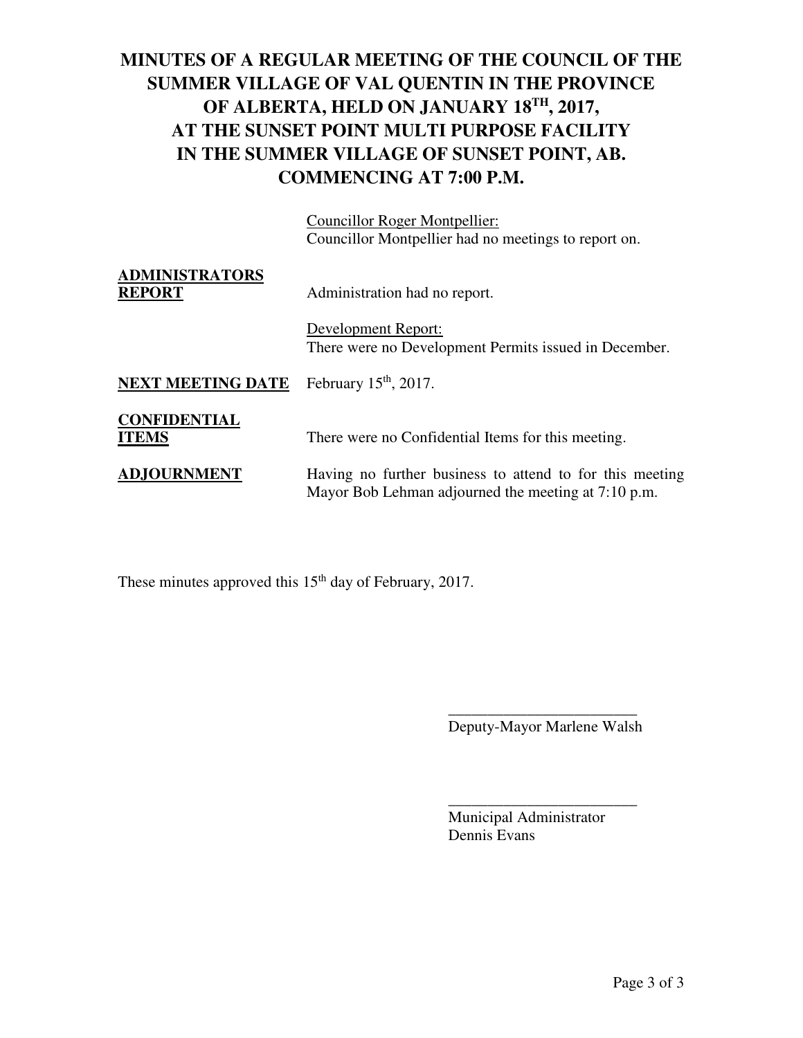# MINUTES OF A REGULAR MEETING OF THE COUNCIL OF THE SUMMER VILLAGE OF VAL QUENTIN IN THE PROVINCE OF ALBERTA, HELD ON JANUARY 18TH, 2017, AT THE SUNSET POINT MULTI PURPOSE FACILITY IN THE SUMMER VILLAGE OF SUNSET POINT, AB. COMMENCING AT 7:00 P.M.

Councillor Roger Montpellier:
Councillor Montpellier had no meetings to report on.

**ADMINISTRATORS REPORT**

Administration had no report.

Development Report:
There were no Development Permits issued in December.

**NEXT MEETING DATE**

February 15th, 2017.

**CONFIDENTIAL ITEMS**

There were no Confidential Items for this meeting.

**ADJOURNMENT**

Having no further business to attend to for this meeting Mayor Bob Lehman adjourned the meeting at 7:10 p.m.

These minutes approved this 15th day of February, 2017.

\_\_\_\_\_\_\_\_\_\_\_\_\_\_\_\_\_\_\_\_\_\_\_\_
Deputy-Mayor Marlene Walsh

\_\_\_\_\_\_\_\_\_\_\_\_\_\_\_\_\_\_\_\_\_\_\_\_
Municipal Administrator
Dennis Evans